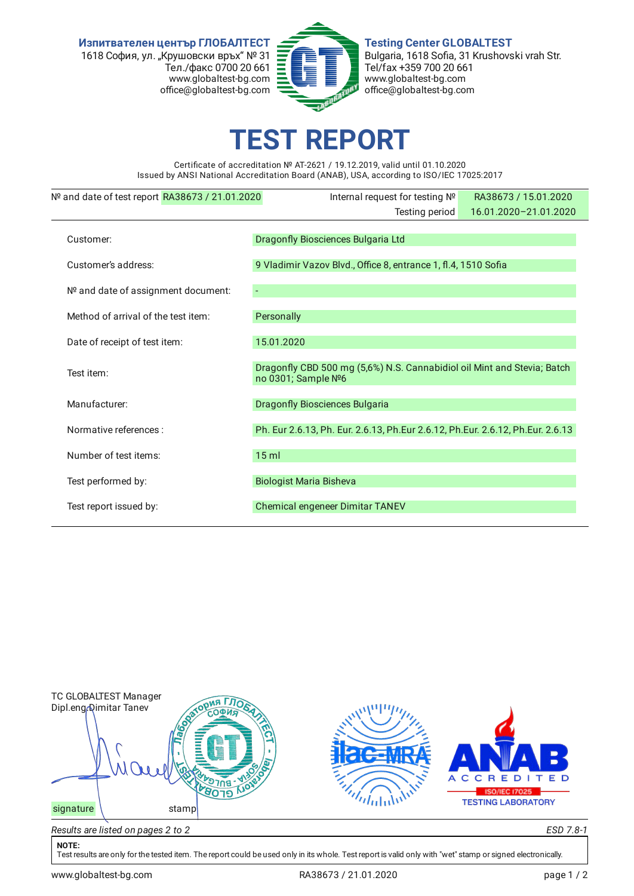**Изпитвателен център ГЛОБАЛТЕСТ**
1618 София, ул. „Крушовски връх" № 31
Тел./факс 0700 20 661
www.globaltest-bg.com
office@globaltest-bg.com

**Testing Center GLOBALTEST**
Bulgaria, 1618 Sofia, 31 Krushovski vrah Str.
Tel/fax +359 700 20 661
www.globaltest-bg.com
office@globaltest-bg.com

# TEST REPORT

Certificate of accreditation № AT-2621 / 19.12.2019, valid until 01.10.2020
Issued by ANSI National Accreditation Board (ANAB), USA, according to ISO/IEC 17025:2017

| № and date of test report | RA38673 / 21.01.2020 | Internal request for testing № | RA38673 / 15.01.2020 |
|---|---|---|---|
| | | Testing period | 16.01.2020–21.01.2020 |

| | |
|---|---|
| Customer: | Dragonfly Biosciences Bulgaria Ltd |
| Customer's address: | 9 Vladimir Vazov Blvd., Office 8, entrance 1, fl.4, 1510 Sofia |
| № and date of assignment document: | - |
| Method of arrival of the test item: | Personally |
| Date of receipt of test item: | 15.01.2020 |
| Test item: | Dragonfly CBD 500 mg (5,6%) N.S. Cannabidiol oil Mint and Stevia; Batch no 0301; Sample №6 |
| Manufacturer: | Dragonfly Biosciences Bulgaria |
| Normative references : | Ph. Eur 2.6.13, Ph. Eur. 2.6.13, Ph.Eur 2.6.12, Ph.Eur. 2.6.12, Ph.Eur. 2.6.13 |
| Number of test items: | 15 ml |
| Test performed by: | Biologist Maria Bisheva |
| Test report issued by: | Chemical engeneer Dimitar TANEV |

TC GLOBALTEST Manager
Dipl.eng Dimitar Tanev

signature stamp

*Results are listed on pages 2 to 2* *ESD 7.8-1*

**NOTE:**
Test results are only for the tested item. The report could be used only in its whole. Test report is valid only with "wet" stamp or signed electronically.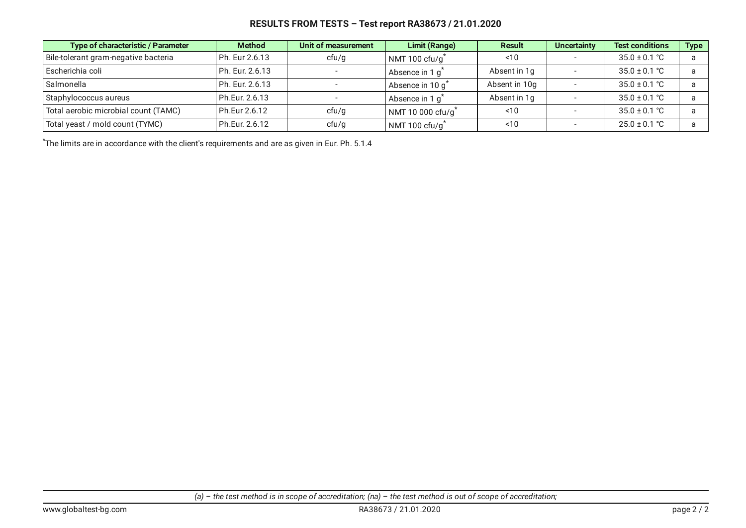## RESULTS FROM TESTS – Test report RA38673 / 21.01.2020

| Type of characteristic / Parameter | Method | Unit of measurement | Limit (Range) | Result | Uncertainty | Test conditions | Type |
|---|---|---|---|---|---|---|---|
| Bile-tolerant gram-negative bacteria | Ph. Eur 2.6.13 | cfu/g | NMT 100 cfu/g* | <10 | - | 35.0 ± 0.1 °C | a |
| Escherichia coli | Ph. Eur. 2.6.13 | - | Absence in 1 g* | Absent in 1g | - | 35.0 ± 0.1 °C | a |
| Salmonella | Ph. Eur. 2.6.13 | - | Absence in 10 g* | Absent in 10g | - | 35.0 ± 0.1 °C | a |
| Staphylococcus aureus | Ph.Eur. 2.6.13 | - | Absence in 1 g* | Absent in 1g | - | 35.0 ± 0.1 °C | a |
| Total aerobic microbial count (TAMC) | Ph.Eur 2.6.12 | cfu/g | NMT 10 000 cfu/g* | <10 | - | 35.0 ± 0.1 °C | a |
| Total yeast / mold count (TYMC) | Ph.Eur. 2.6.12 | cfu/g | NMT 100 cfu/g* | <10 | - | 25.0 ± 0.1 °C | a |

*The limits are in accordance with the client's requirements and are as given in Eur. Ph. 5.1.4

*(a) – the test method is in scope of accreditation; (na) – the test method is out of scope of accreditation;*